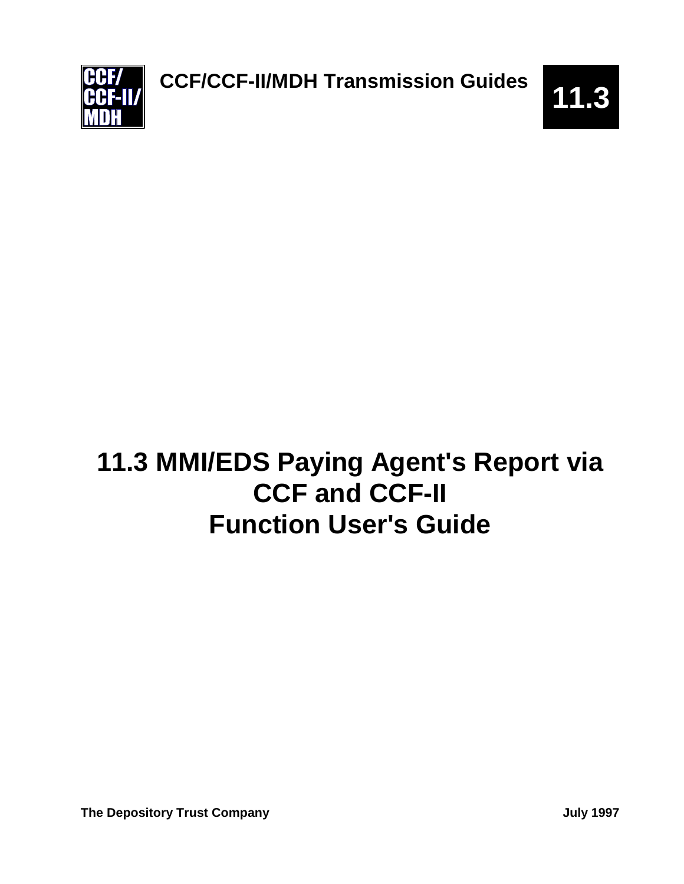CCF/CCF-II/MDH Transmission Guides

11.3

# 11.3 MMI/EDS Paying Agent's Report via CCF and CCF-II Function User's Guide

**The Depository Trust Company** **July 1997**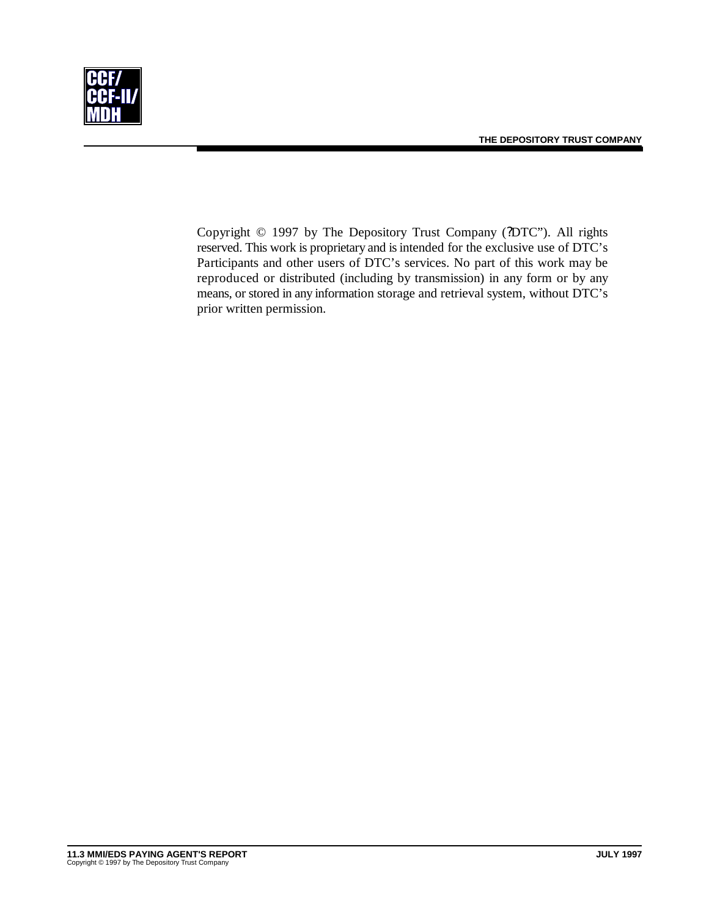Copyright © 1997 by The Depository Trust Company (?DTC"). All rights reserved. This work is proprietary and is intended for the exclusive use of DTC's Participants and other users of DTC's services. No part of this work may be reproduced or distributed (including by transmission) in any form or by any means, or stored in any information storage and retrieval system, without DTC's prior written permission.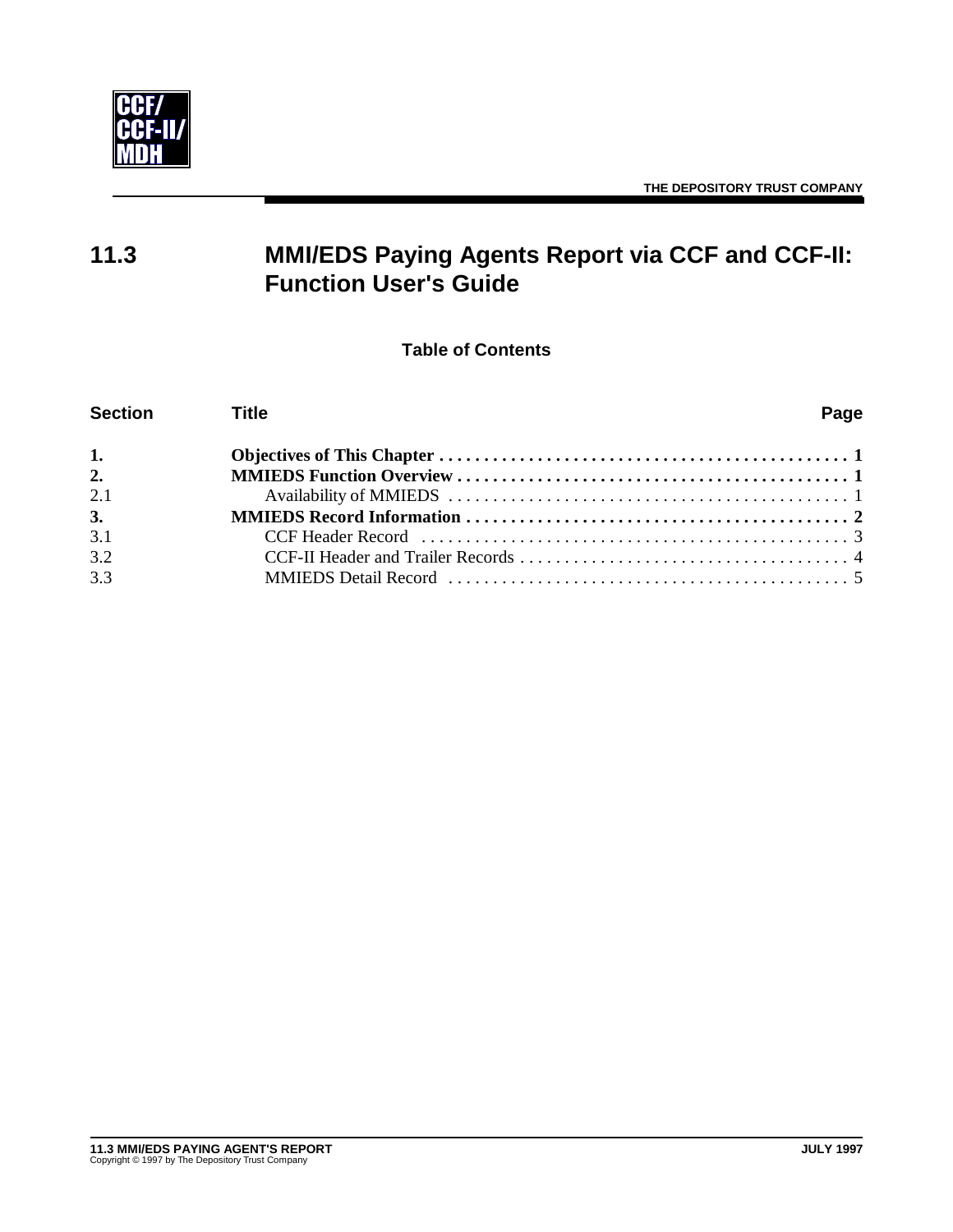# 11.3 MMI/EDS Paying Agents Report via CCF and CCF-II: Function User's Guide

**Table of Contents**

| Section | Title | Page |
|---|---|---|
| **1.** | **Objectives of This Chapter** | **1** |
| **2.** | **MMIEDS Function Overview** | **1** |
| 2.1 | Availability of MMIEDS | 1 |
| **3.** | **MMIEDS Record Information** | **2** |
| 3.1 | CCF Header Record | 3 |
| 3.2 | CCF-II Header and Trailer Records | 4 |
| 3.3 | MMIEDS Detail Record | 5 |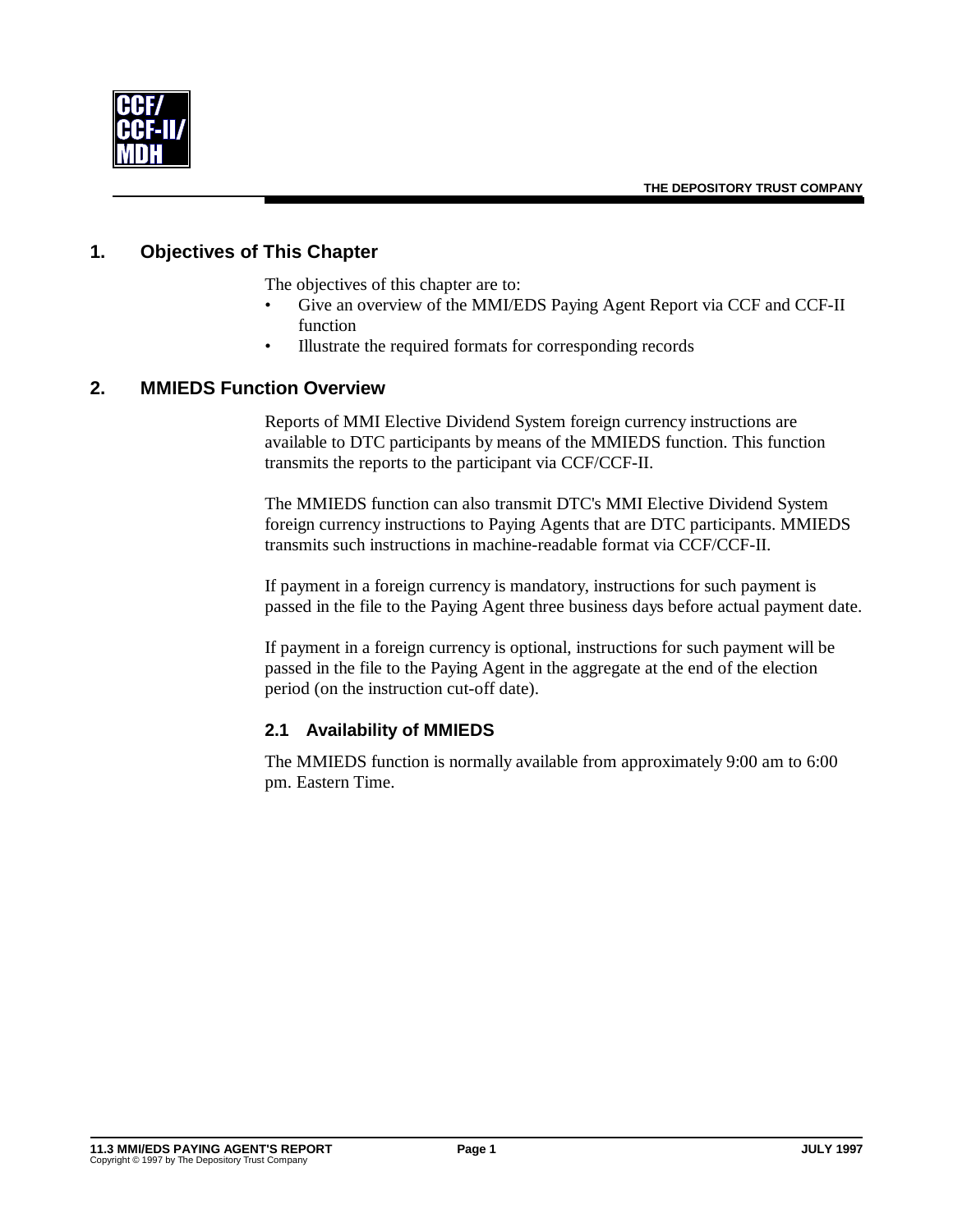## 1. Objectives of This Chapter

The objectives of this chapter are to:

- Give an overview of the MMI/EDS Paying Agent Report via CCF and CCF-II function
- Illustrate the required formats for corresponding records

## 2. MMIEDS Function Overview

Reports of MMI Elective Dividend System foreign currency instructions are available to DTC participants by means of the MMIEDS function. This function transmits the reports to the participant via CCF/CCF-II.

The MMIEDS function can also transmit DTC's MMI Elective Dividend System foreign currency instructions to Paying Agents that are DTC participants. MMIEDS transmits such instructions in machine-readable format via CCF/CCF-II.

If payment in a foreign currency is mandatory, instructions for such payment is passed in the file to the Paying Agent three business days before actual payment date.

If payment in a foreign currency is optional, instructions for such payment will be passed in the file to the Paying Agent in the aggregate at the end of the election period (on the instruction cut-off date).

### 2.1 Availability of MMIEDS

The MMIEDS function is normally available from approximately 9:00 am to 6:00 pm. Eastern Time.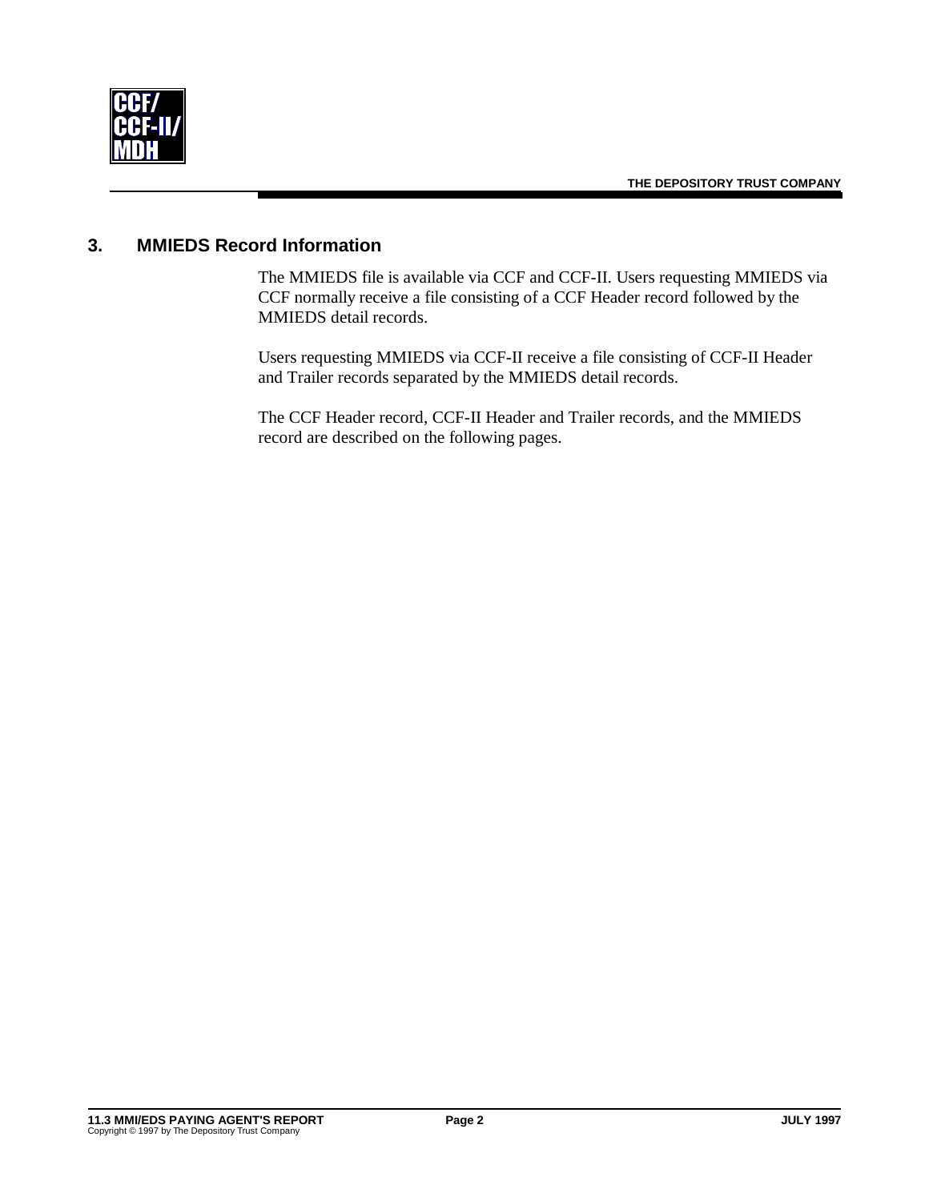## 3. MMIEDS Record Information

The MMIEDS file is available via CCF and CCF-II. Users requesting MMIEDS via CCF normally receive a file consisting of a CCF Header record followed by the MMIEDS detail records.

Users requesting MMIEDS via CCF-II receive a file consisting of CCF-II Header and Trailer records separated by the MMIEDS detail records.

The CCF Header record, CCF-II Header and Trailer records, and the MMIEDS record are described on the following pages.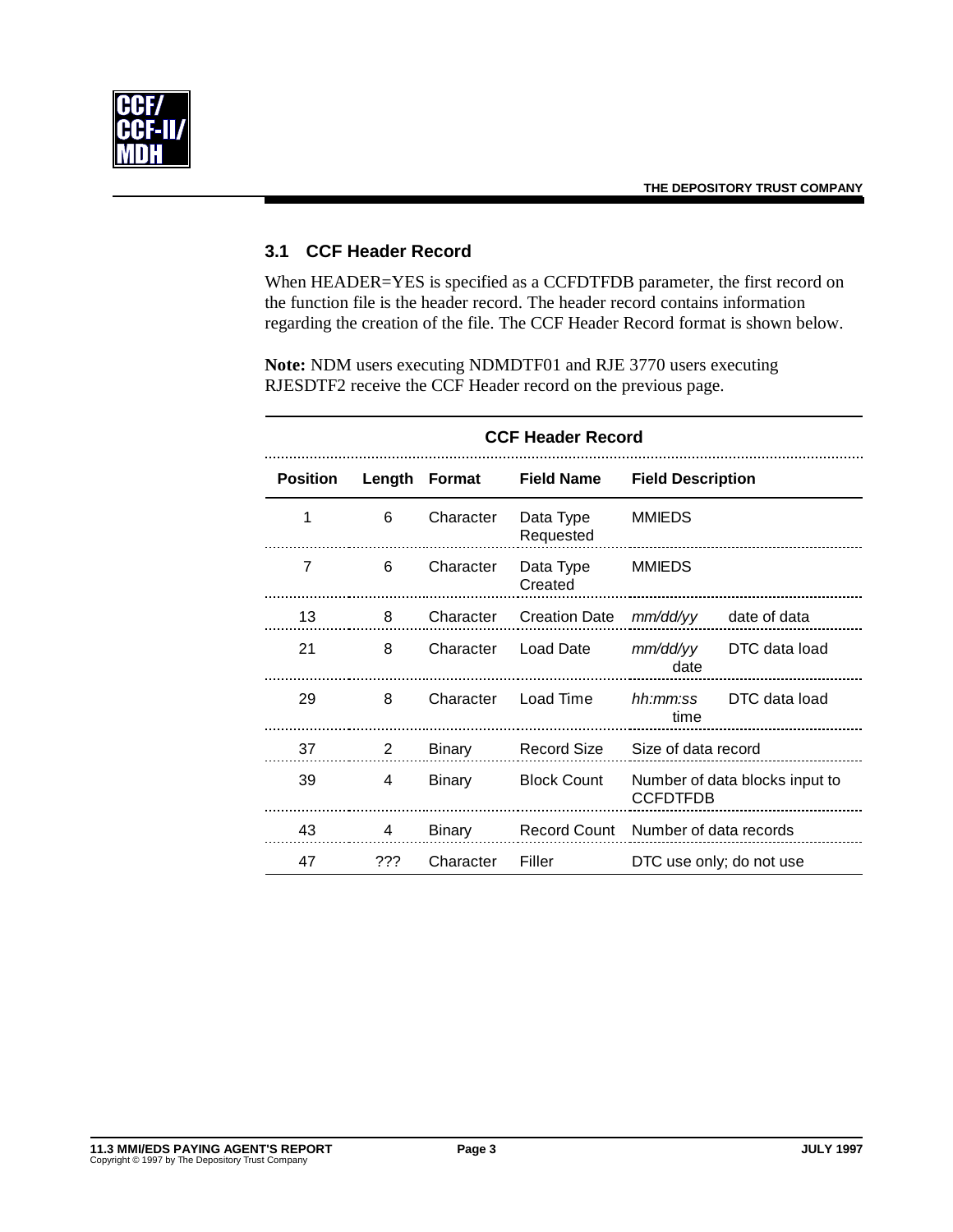## 3.1 CCF Header Record

When HEADER=YES is specified as a CCFDTFDB parameter, the first record on the function file is the header record. The header record contains information regarding the creation of the file. The CCF Header Record format is shown below.

**Note:** NDM users executing NDMDTF01 and RJE 3770 users executing RJESDTF2 receive the CCF Header record on the previous page.

**CCF Header Record**

| Position | Length | Format | Field Name | Field Description |
|---|---|---|---|---|
| 1 | 6 | Character | Data Type Requested | MMIEDS |
| 7 | 6 | Character | Data Type Created | MMIEDS |
| 13 | 8 | Character | Creation Date | *mm/dd/yy* date of data |
| 21 | 8 | Character | Load Date | *mm/dd/yy* DTC data load date |
| 29 | 8 | Character | Load Time | *hh:mm:ss* DTC data load time |
| 37 | 2 | Binary | Record Size | Size of data record |
| 39 | 4 | Binary | Block Count | Number of data blocks input to CCFDTFDB |
| 43 | 4 | Binary | Record Count | Number of data records |
| 47 | ??? | Character | Filler | DTC use only; do not use |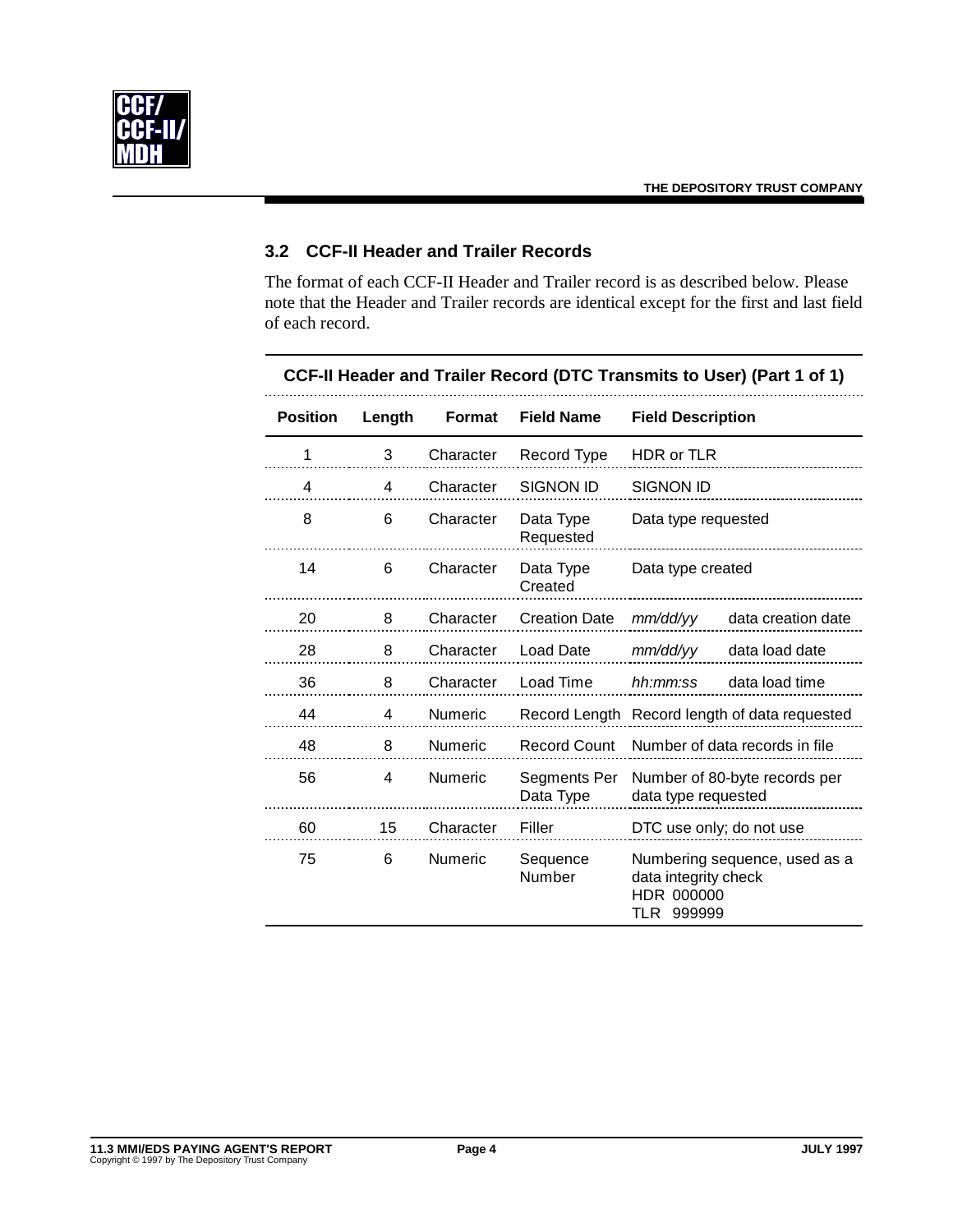## 3.2 CCF-II Header and Trailer Records

The format of each CCF-II Header and Trailer record is as described below. Please note that the Header and Trailer records are identical except for the first and last field of each record.

**CCF-II Header and Trailer Record (DTC Transmits to User) (Part 1 of 1)**

| Position | Length | Format | Field Name | Field Description |
|---|---|---|---|---|
| 1 | 3 | Character | Record Type | HDR or TLR |
| 4 | 4 | Character | SIGNON ID | SIGNON ID |
| 8 | 6 | Character | Data Type Requested | Data type requested |
| 14 | 6 | Character | Data Type Created | Data type created |
| 20 | 8 | Character | Creation Date | *mm/dd/yy* data creation date |
| 28 | 8 | Character | Load Date | *mm/dd/yy* data load date |
| 36 | 8 | Character | Load Time | *hh:mm:ss* data load time |
| 44 | 4 | Numeric | Record Length | Record length of data requested |
| 48 | 8 | Numeric | Record Count | Number of data records in file |
| 56 | 4 | Numeric | Segments Per Data Type | Number of 80-byte records per data type requested |
| 60 | 15 | Character | Filler | DTC use only; do not use |
| 75 | 6 | Numeric | Sequence Number | Numbering sequence, used as a data integrity check HDR 000000 TLR 999999 |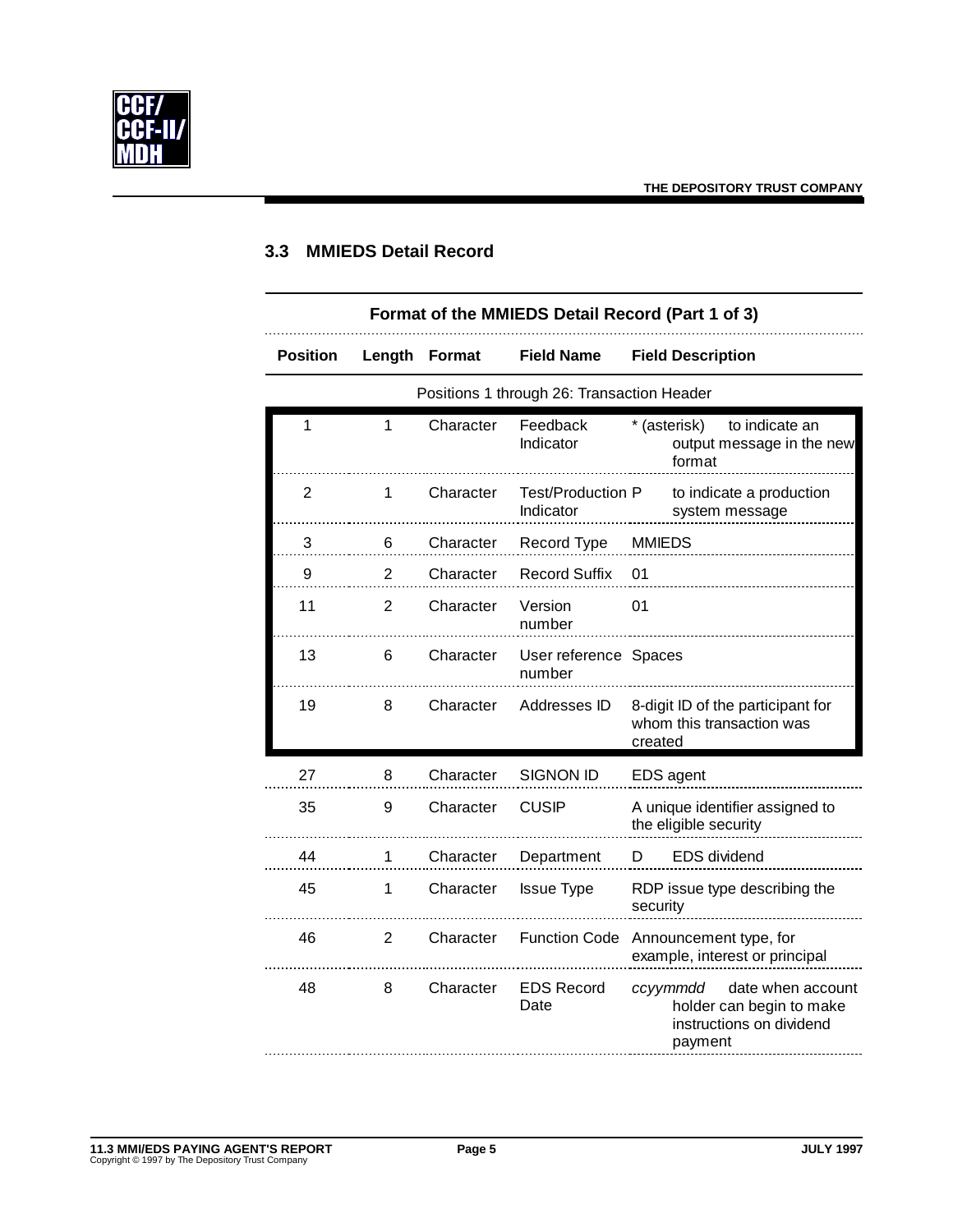## 3.3 MMIEDS Detail Record

**Format of the MMIEDS Detail Record (Part 1 of 3)**

| Position | Length | Format | Field Name | Field Description |
|---|---|---|---|---|
| Positions 1 through 26: Transaction Header | | | | |
| 1 | 1 | Character | Feedback Indicator | * (asterisk) to indicate an output message in the new format |
| 2 | 1 | Character | Test/Production Indicator | P to indicate a production system message |
| 3 | 6 | Character | Record Type | MMIEDS |
| 9 | 2 | Character | Record Suffix | 01 |
| 11 | 2 | Character | Version number | 01 |
| 13 | 6 | Character | User reference number | Spaces |
| 19 | 8 | Character | Addresses ID | 8-digit ID of the participant for whom this transaction was created |
| 27 | 8 | Character | SIGNON ID | EDS agent |
| 35 | 9 | Character | CUSIP | A unique identifier assigned to the eligible security |
| 44 | 1 | Character | Department | D EDS dividend |
| 45 | 1 | Character | Issue Type | RDP issue type describing the security |
| 46 | 2 | Character | Function Code | Announcement type, for example, interest or principal |
| 48 | 8 | Character | EDS Record Date | *ccyymmdd* date when account holder can begin to make instructions on dividend payment |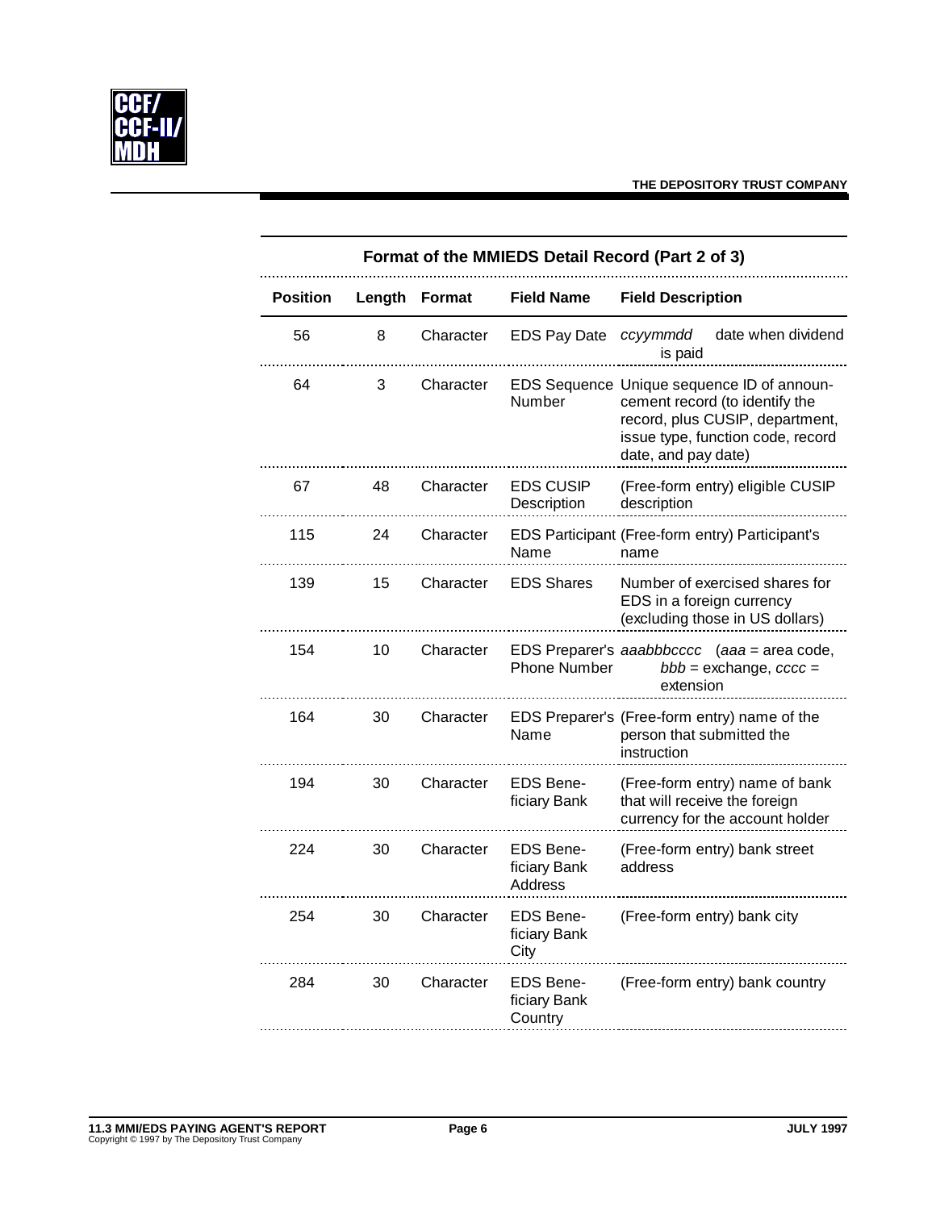## Format of the MMIEDS Detail Record (Part 2 of 3)

| Position | Length | Format | Field Name | Field Description |
|---|---|---|---|---|
| 56 | 8 | Character | EDS Pay Date | *ccyymmdd* date when dividend is paid |
| 64 | 3 | Character | EDS Sequence Number | Unique sequence ID of announcement record (to identify the record, plus CUSIP, department, issue type, function code, record date, and pay date) |
| 67 | 48 | Character | EDS CUSIP Description | (Free-form entry) eligible CUSIP description |
| 115 | 24 | Character | EDS Participant Name | (Free-form entry) Participant's name |
| 139 | 15 | Character | EDS Shares | Number of exercised shares for EDS in a foreign currency (excluding those in US dollars) |
| 154 | 10 | Character | EDS Preparer's Phone Number | *aaabbbcccc* (*aaa* = area code, *bbb* = exchange, *cccc* = extension |
| 164 | 30 | Character | EDS Preparer's Name | (Free-form entry) name of the person that submitted the instruction |
| 194 | 30 | Character | EDS Beneficiary Bank | (Free-form entry) name of bank that will receive the foreign currency for the account holder |
| 224 | 30 | Character | EDS Beneficiary Bank Address | (Free-form entry) bank street address |
| 254 | 30 | Character | EDS Beneficiary Bank City | (Free-form entry) bank city |
| 284 | 30 | Character | EDS Beneficiary Bank Country | (Free-form entry) bank country |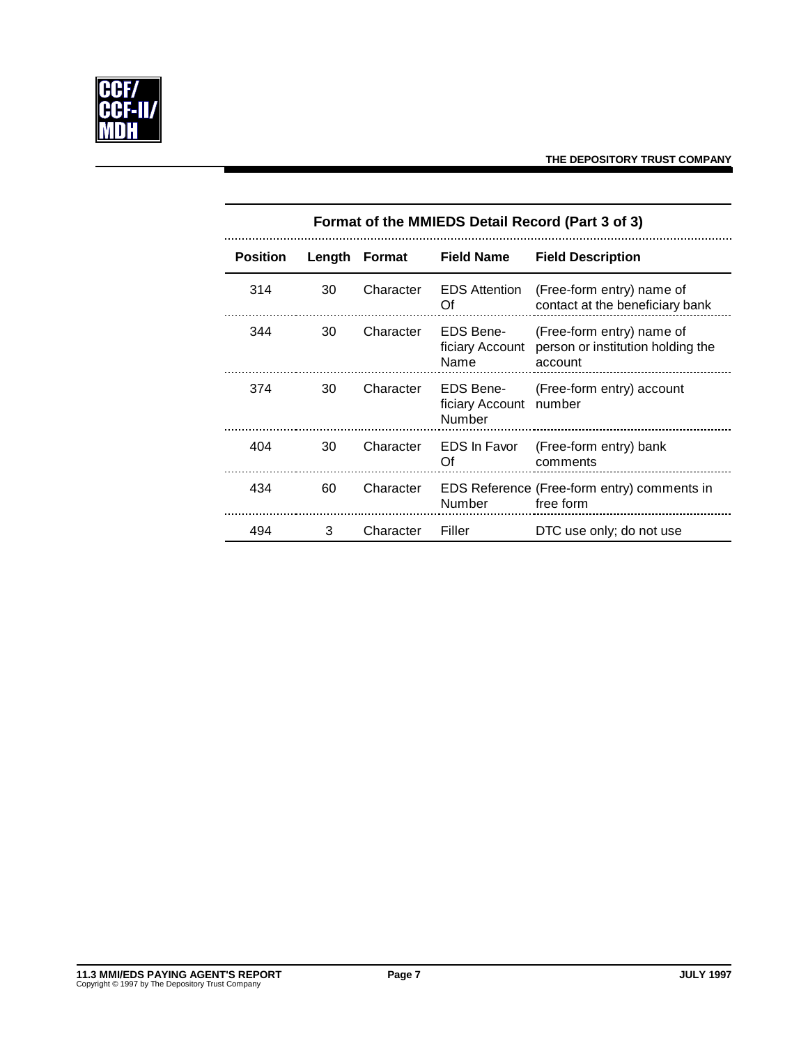## Format of the MMIEDS Detail Record (Part 3 of 3)

| Position | Length | Format | Field Name | Field Description |
|---|---|---|---|---|
| 314 | 30 | Character | EDS Attention Of | (Free-form entry) name of contact at the beneficiary bank |
| 344 | 30 | Character | EDS Beneficiary Account Name | (Free-form entry) name of person or institution holding the account |
| 374 | 30 | Character | EDS Beneficiary Account Number | (Free-form entry) account number |
| 404 | 30 | Character | EDS In Favor Of | (Free-form entry) bank comments |
| 434 | 60 | Character | EDS Reference Number | (Free-form entry) comments in free form |
| 494 | 3 | Character | Filler | DTC use only; do not use |